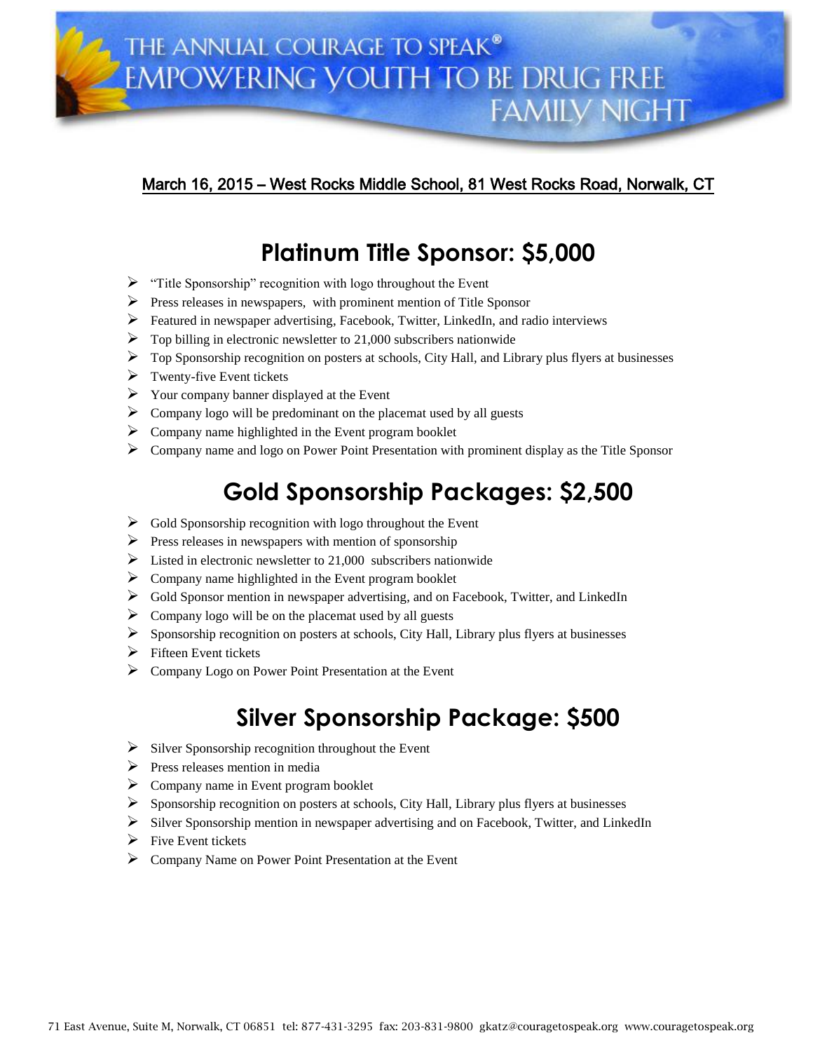# THE ANNUAL COURAGE TO SPEAK® EMPOWERING YOUTH TO BE DRUG FREE FAMILY NIGHT

March 16, 2015 – West Rocks Middle School, 81 West Rocks Road, Norwalk, CT

## Platinum Title Sponsor: $5,000

- "Title Sponsorship" recognition with logo throughout the Event
- Press releases in newspapers, with prominent mention of Title Sponsor
- Featured in newspaper advertising, Facebook, Twitter, LinkedIn, and radio interviews
- Top billing in electronic newsletter to 21,000 subscribers nationwide
- Top Sponsorship recognition on posters at schools, City Hall, and Library plus flyers at businesses
- Twenty-five Event tickets
- Your company banner displayed at the Event
- Company logo will be predominant on the placemat used by all guests
- Company name highlighted in the Event program booklet
- Company name and logo on Power Point Presentation with prominent display as the Title Sponsor

## Gold Sponsorship Packages: $2,500

- Gold Sponsorship recognition with logo throughout the Event
- Press releases in newspapers with mention of sponsorship
- Listed in electronic newsletter to 21,000 subscribers nationwide
- Company name highlighted in the Event program booklet
- Gold Sponsor mention in newspaper advertising, and on Facebook, Twitter, and LinkedIn
- Company logo will be on the placemat used by all guests
- Sponsorship recognition on posters at schools, City Hall, Library plus flyers at businesses
- Fifteen Event tickets
- Company Logo on Power Point Presentation at the Event

## Silver Sponsorship Package: $500

- Silver Sponsorship recognition throughout the Event
- Press releases mention in media
- Company name in Event program booklet
- Sponsorship recognition on posters at schools, City Hall, Library plus flyers at businesses
- Silver Sponsorship mention in newspaper advertising and on Facebook, Twitter, and LinkedIn
- Five Event tickets
- Company Name on Power Point Presentation at the Event

71 East Avenue, Suite M, Norwalk, CT 06851 tel: 877-431-3295 fax: 203-831-9800 gkatz@couragetospeak.org www.couragetospeak.org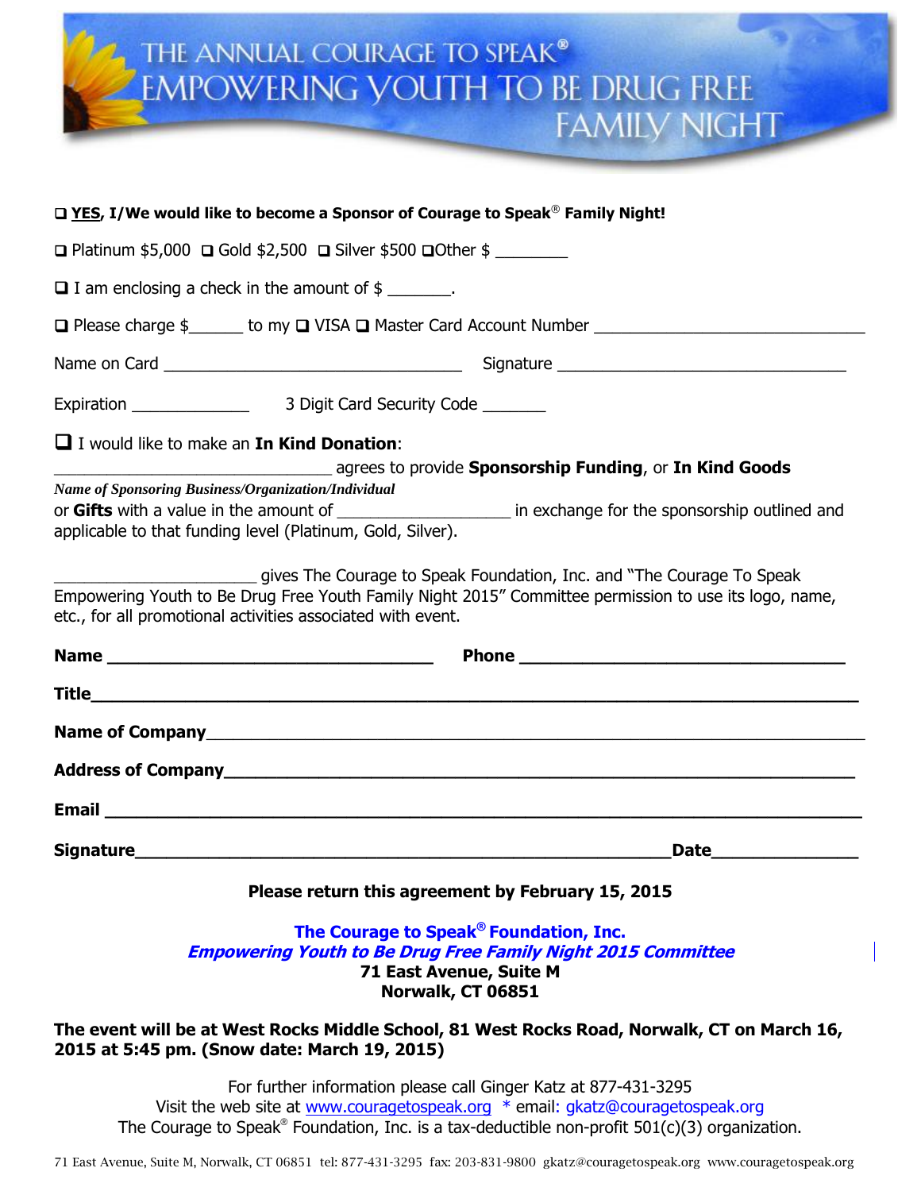# THE ANNUAL COURAGE TO SPEAK® EMPOWERING YOUTH TO BE DRUG FREE FAMILY NIGHT

❑ **YES, I/We would like to become a Sponsor of Courage to Speak® Family Night!**

❑ Platinum $5,000 ❑ Gold $2,500 ❑ Silver $500 ❑Other $ ________

❑ I am enclosing a check in the amount of $ _______.

❑ Please charge $______ to my ❑ VISA ❑ Master Card Account Number ______________________________

Name on Card _________________________________ Signature ________________________________

Expiration _____________ 3 Digit Card Security Code _______

❑ I would like to make an **In Kind Donation**:

______________________________ agrees to provide **Sponsorship Funding**, or **In Kind Goods**
*Name of Sponsoring Business/Organization/Individual*
or **Gifts** with a value in the amount of __________________ in exchange for the sponsorship outlined and applicable to that funding level (Platinum, Gold, Silver).

______________________ gives The Courage to Speak Foundation, Inc. and "The Courage To Speak Empowering Youth to Be Drug Free Youth Family Night 2015" Committee permission to use its logo, name, etc., for all promotional activities associated with event.

**Name** ________________________________ **Phone** ________________________________

**Title**____________________________________________________________________________

**Name of Company**___________________________________________________________________

**Address of Company**________________________________________________________________

**Email** ___________________________________________________________________________

**Signature**_____________________________________________________**Date**_____________

**Please return this agreement by February 15, 2015**

**The Courage to Speak® Foundation, Inc.**
***Empowering Youth to Be Drug Free Family Night 2015 Committee***
**71 East Avenue, Suite M**
**Norwalk, CT 06851**

**The event will be at West Rocks Middle School, 81 West Rocks Road, Norwalk, CT on March 16, 2015 at 5:45 pm. (Snow date: March 19, 2015)**

For further information please call Ginger Katz at 877-431-3295
Visit the web site at www.couragetospeak.org * email: gkatz@couragetospeak.org
The Courage to Speak® Foundation, Inc. is a tax-deductible non-profit 501(c)(3) organization.

71 East Avenue, Suite M, Norwalk, CT 06851 tel: 877-431-3295 fax: 203-831-9800 gkatz@couragetospeak.org www.couragetospeak.org